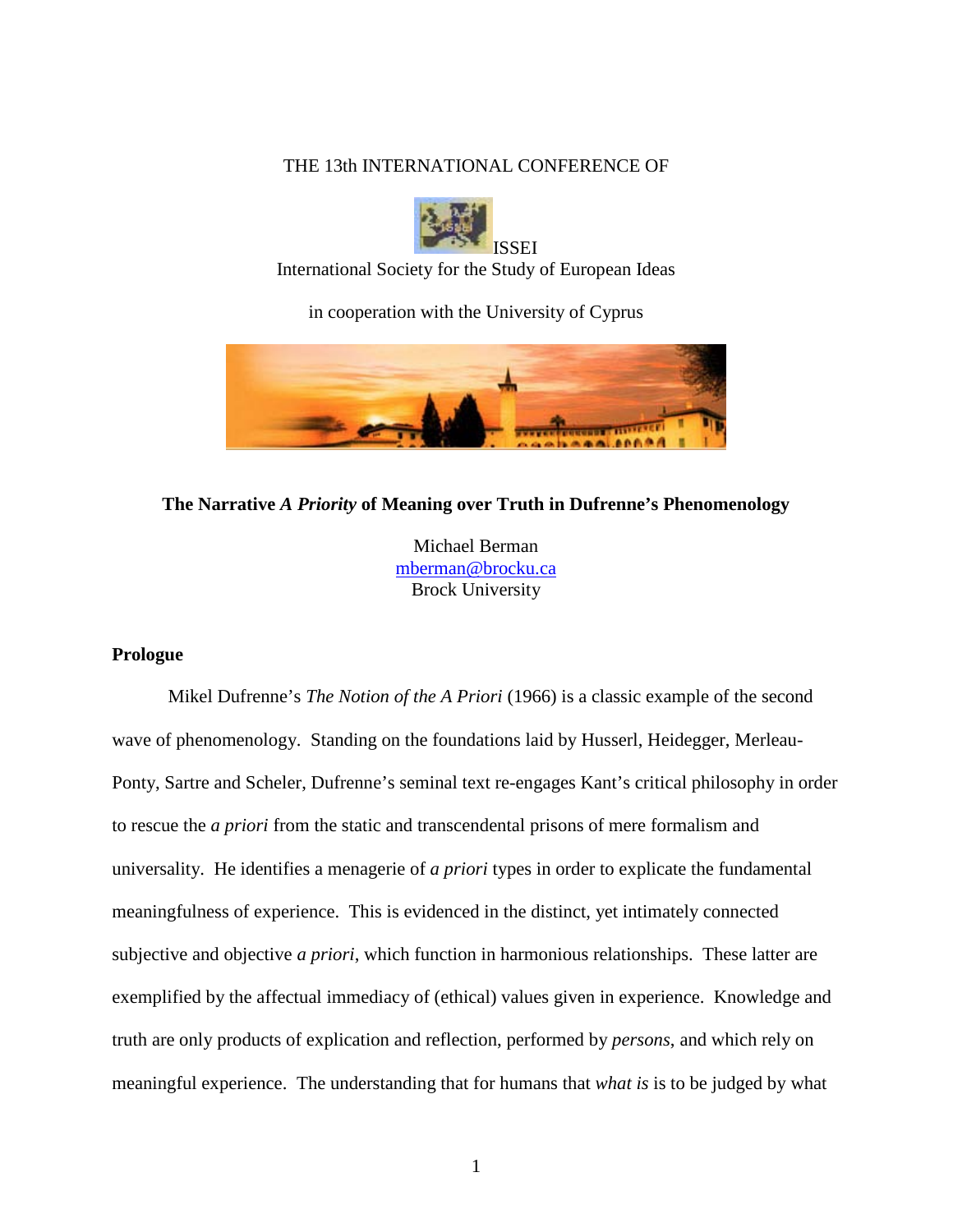THE 13th INTERNATIONAL CONFERENCE OF

ISSEI

International Society for the Study of European Ideas

in cooperation with the University of Cyprus

**The Narrative *A Priority* of Meaning over Truth in Dufrenne's Phenomenology**

Michael Berman
mberman@brocku.ca
Brock University

## Prologue

Mikel Dufrenne's *The Notion of the A Priori* (1966) is a classic example of the second wave of phenomenology. Standing on the foundations laid by Husserl, Heidegger, Merleau-Ponty, Sartre and Scheler, Dufrenne's seminal text re-engages Kant's critical philosophy in order to rescue the *a priori* from the static and transcendental prisons of mere formalism and universality. He identifies a menagerie of *a priori* types in order to explicate the fundamental meaningfulness of experience. This is evidenced in the distinct, yet intimately connected subjective and objective *a priori*, which function in harmonious relationships. These latter are exemplified by the affectual immediacy of (ethical) values given in experience. Knowledge and truth are only products of explication and reflection, performed by *persons*, and which rely on meaningful experience. The understanding that for humans that *what is* is to be judged by what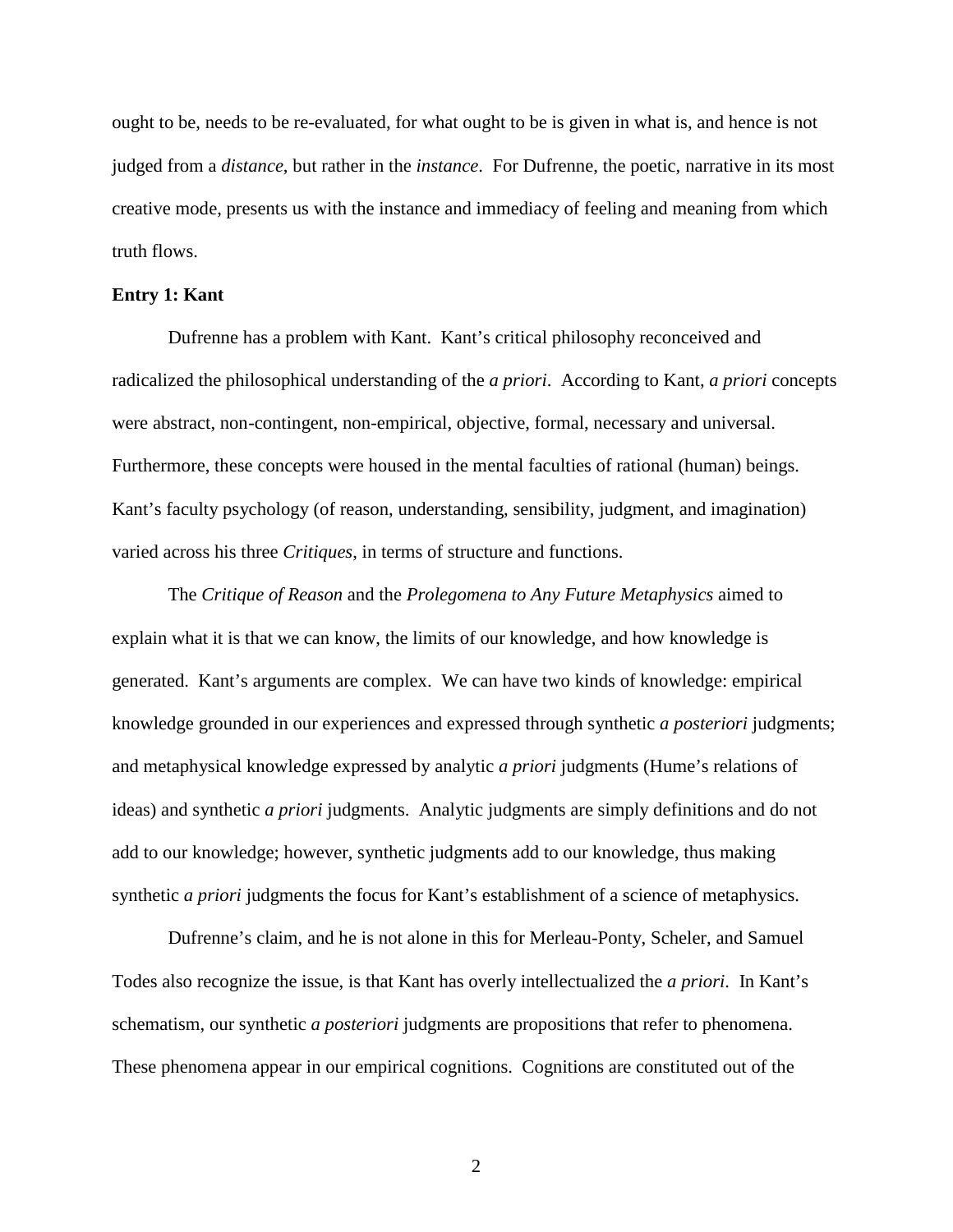ought to be, needs to be re-evaluated, for what ought to be is given in what is, and hence is not judged from a *distance*, but rather in the *instance*. For Dufrenne, the poetic, narrative in its most creative mode, presents us with the instance and immediacy of feeling and meaning from which truth flows.

**Entry 1: Kant**

Dufrenne has a problem with Kant. Kant's critical philosophy reconceived and radicalized the philosophical understanding of the *a priori*. According to Kant, *a priori* concepts were abstract, non-contingent, non-empirical, objective, formal, necessary and universal. Furthermore, these concepts were housed in the mental faculties of rational (human) beings. Kant's faculty psychology (of reason, understanding, sensibility, judgment, and imagination) varied across his three *Critiques*, in terms of structure and functions.

The *Critique of Reason* and the *Prolegomena to Any Future Metaphysics* aimed to explain what it is that we can know, the limits of our knowledge, and how knowledge is generated. Kant's arguments are complex. We can have two kinds of knowledge: empirical knowledge grounded in our experiences and expressed through synthetic *a posteriori* judgments; and metaphysical knowledge expressed by analytic *a priori* judgments (Hume's relations of ideas) and synthetic *a priori* judgments. Analytic judgments are simply definitions and do not add to our knowledge; however, synthetic judgments add to our knowledge, thus making synthetic *a priori* judgments the focus for Kant's establishment of a science of metaphysics.

Dufrenne's claim, and he is not alone in this for Merleau-Ponty, Scheler, and Samuel Todes also recognize the issue, is that Kant has overly intellectualized the *a priori*. In Kant's schematism, our synthetic *a posteriori* judgments are propositions that refer to phenomena. These phenomena appear in our empirical cognitions. Cognitions are constituted out of the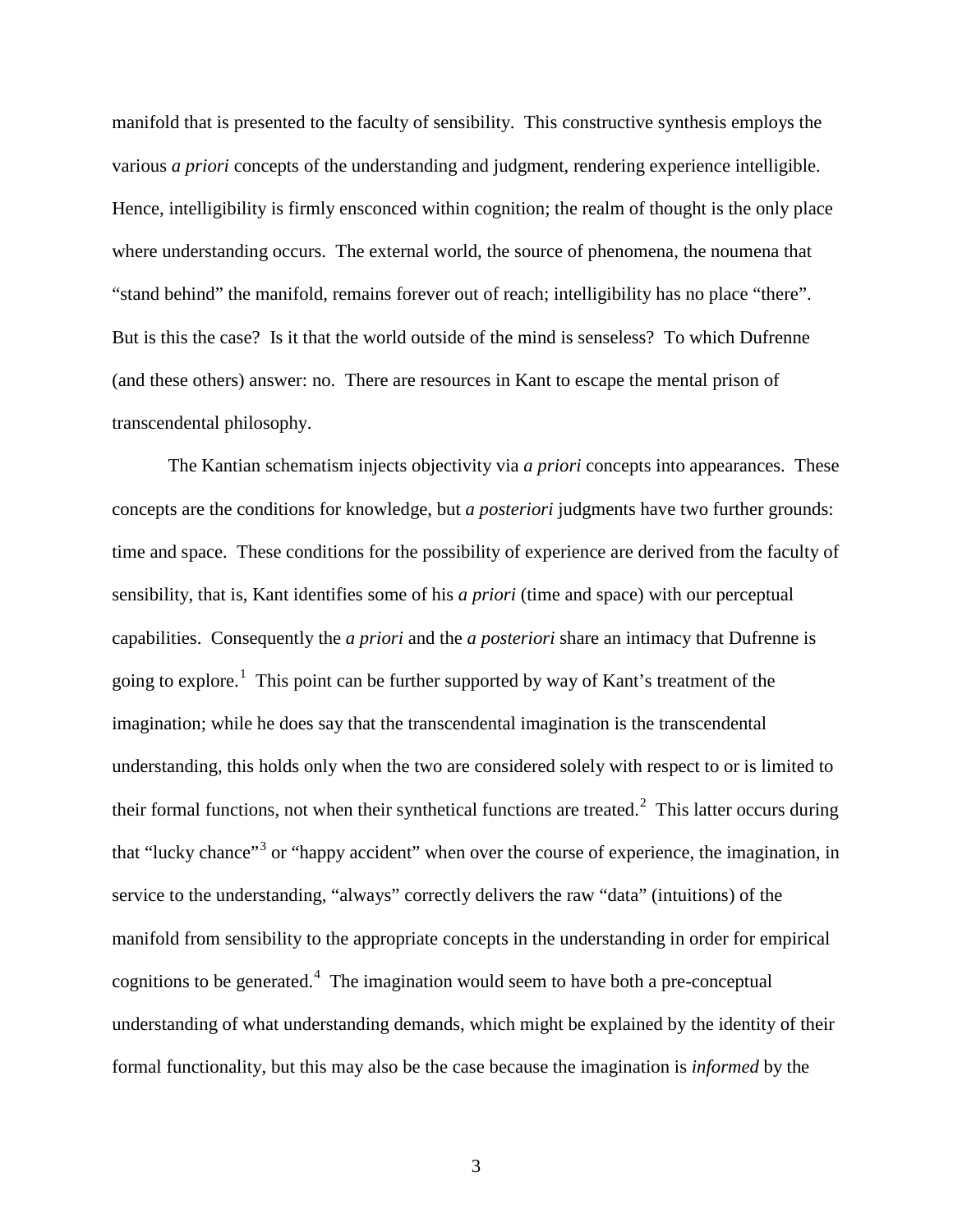manifold that is presented to the faculty of sensibility. This constructive synthesis employs the various *a priori* concepts of the understanding and judgment, rendering experience intelligible. Hence, intelligibility is firmly ensconced within cognition; the realm of thought is the only place where understanding occurs. The external world, the source of phenomena, the noumena that "stand behind" the manifold, remains forever out of reach; intelligibility has no place "there". But is this the case? Is it that the world outside of the mind is senseless? To which Dufrenne (and these others) answer: no. There are resources in Kant to escape the mental prison of transcendental philosophy.

The Kantian schematism injects objectivity via *a priori* concepts into appearances. These concepts are the conditions for knowledge, but *a posteriori* judgments have two further grounds: time and space. These conditions for the possibility of experience are derived from the faculty of sensibility, that is, Kant identifies some of his *a priori* (time and space) with our perceptual capabilities. Consequently the *a priori* and the *a posteriori* share an intimacy that Dufrenne is going to explore.[1] This point can be further supported by way of Kant's treatment of the imagination; while he does say that the transcendental imagination is the transcendental understanding, this holds only when the two are considered solely with respect to or is limited to their formal functions, not when their synthetical functions are treated.[2] This latter occurs during that "lucky chance"[3] or "happy accident" when over the course of experience, the imagination, in service to the understanding, "always" correctly delivers the raw "data" (intuitions) of the manifold from sensibility to the appropriate concepts in the understanding in order for empirical cognitions to be generated.[4] The imagination would seem to have both a pre-conceptual understanding of what understanding demands, which might be explained by the identity of their formal functionality, but this may also be the case because the imagination is *informed* by the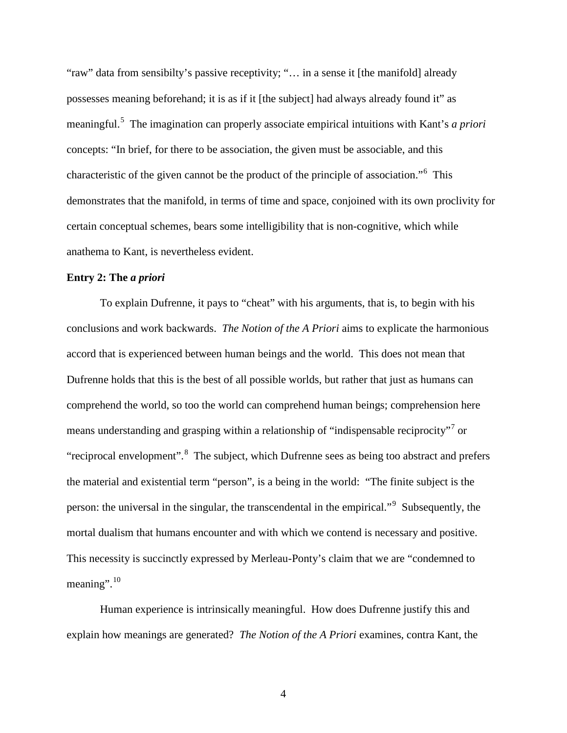"raw" data from sensibilty's passive receptivity; "… in a sense it [the manifold] already possesses meaning beforehand; it is as if it [the subject] had always already found it" as meaningful.[5] The imagination can properly associate empirical intuitions with Kant's *a priori* concepts: "In brief, for there to be association, the given must be associable, and this characteristic of the given cannot be the product of the principle of association."[6] This demonstrates that the manifold, in terms of time and space, conjoined with its own proclivity for certain conceptual schemes, bears some intelligibility that is non-cognitive, which while anathema to Kant, is nevertheless evident.

**Entry 2: The *a priori***

To explain Dufrenne, it pays to "cheat" with his arguments, that is, to begin with his conclusions and work backwards. *The Notion of the A Priori* aims to explicate the harmonious accord that is experienced between human beings and the world. This does not mean that Dufrenne holds that this is the best of all possible worlds, but rather that just as humans can comprehend the world, so too the world can comprehend human beings; comprehension here means understanding and grasping within a relationship of "indispensable reciprocity"[7] or "reciprocal envelopment".[8] The subject, which Dufrenne sees as being too abstract and prefers the material and existential term "person", is a being in the world: "The finite subject is the person: the universal in the singular, the transcendental in the empirical."[9] Subsequently, the mortal dualism that humans encounter and with which we contend is necessary and positive. This necessity is succinctly expressed by Merleau-Ponty's claim that we are "condemned to meaning".[10]

Human experience is intrinsically meaningful. How does Dufrenne justify this and explain how meanings are generated? *The Notion of the A Priori* examines, contra Kant, the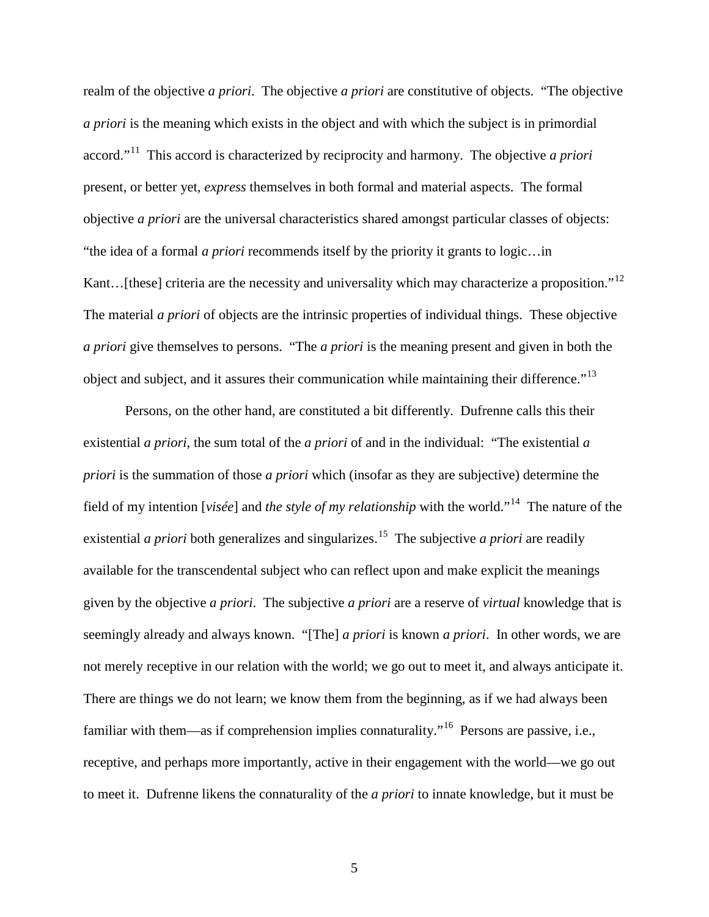realm of the objective *a priori*. The objective *a priori* are constitutive of objects. "The objective *a priori* is the meaning which exists in the object and with which the subject is in primordial accord."[11] This accord is characterized by reciprocity and harmony. The objective *a priori* present, or better yet, *express* themselves in both formal and material aspects. The formal objective *a priori* are the universal characteristics shared amongst particular classes of objects: "the idea of a formal *a priori* recommends itself by the priority it grants to logic…in Kant…[these] criteria are the necessity and universality which may characterize a proposition."[12] The material *a priori* of objects are the intrinsic properties of individual things. These objective *a priori* give themselves to persons. "The *a priori* is the meaning present and given in both the object and subject, and it assures their communication while maintaining their difference."[13]

Persons, on the other hand, are constituted a bit differently. Dufrenne calls this their existential *a priori*, the sum total of the *a priori* of and in the individual: "The existential *a priori* is the summation of those *a priori* which (insofar as they are subjective) determine the field of my intention [*visée*] and *the style of my relationship* with the world."[14] The nature of the existential *a priori* both generalizes and singularizes.[15] The subjective *a priori* are readily available for the transcendental subject who can reflect upon and make explicit the meanings given by the objective *a priori*. The subjective *a priori* are a reserve of *virtual* knowledge that is seemingly already and always known. "[The] *a priori* is known *a priori*. In other words, we are not merely receptive in our relation with the world; we go out to meet it, and always anticipate it. There are things we do not learn; we know them from the beginning, as if we had always been familiar with them—as if comprehension implies connaturality."[16] Persons are passive, i.e., receptive, and perhaps more importantly, active in their engagement with the world—we go out to meet it. Dufrenne likens the connaturality of the *a priori* to innate knowledge, but it must be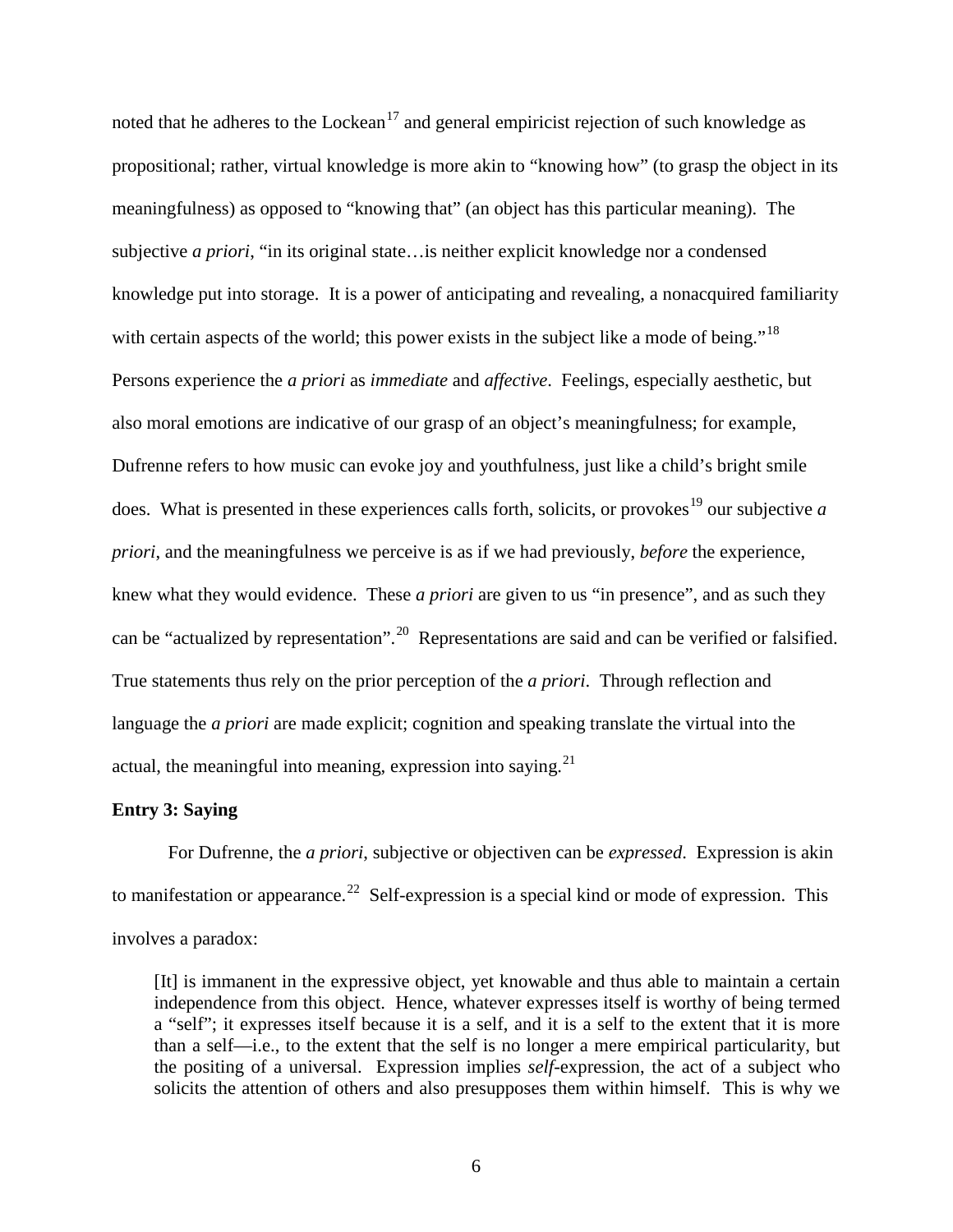noted that he adheres to the Lockean[17] and general empiricist rejection of such knowledge as propositional; rather, virtual knowledge is more akin to "knowing how" (to grasp the object in its meaningfulness) as opposed to "knowing that" (an object has this particular meaning). The subjective *a priori*, "in its original state…is neither explicit knowledge nor a condensed knowledge put into storage. It is a power of anticipating and revealing, a nonacquired familiarity with certain aspects of the world; this power exists in the subject like a mode of being."[18] Persons experience the *a priori* as *immediate* and *affective*. Feelings, especially aesthetic, but also moral emotions are indicative of our grasp of an object's meaningfulness; for example, Dufrenne refers to how music can evoke joy and youthfulness, just like a child's bright smile does. What is presented in these experiences calls forth, solicits, or provokes[19] our subjective *a priori*, and the meaningfulness we perceive is as if we had previously, *before* the experience, knew what they would evidence. These *a priori* are given to us "in presence", and as such they can be "actualized by representation".[20] Representations are said and can be verified or falsified. True statements thus rely on the prior perception of the *a priori*. Through reflection and language the *a priori* are made explicit; cognition and speaking translate the virtual into the actual, the meaningful into meaning, expression into saying.[21]

**Entry 3: Saying**

For Dufrenne, the *a priori*, subjective or objectiven can be *expressed*. Expression is akin to manifestation or appearance.[22] Self-expression is a special kind or mode of expression. This involves a paradox:

> [It] is immanent in the expressive object, yet knowable and thus able to maintain a certain independence from this object. Hence, whatever expresses itself is worthy of being termed a "self"; it expresses itself because it is a self, and it is a self to the extent that it is more than a self—i.e., to the extent that the self is no longer a mere empirical particularity, but the positing of a universal. Expression implies *self*-expression, the act of a subject who solicits the attention of others and also presupposes them within himself. This is why we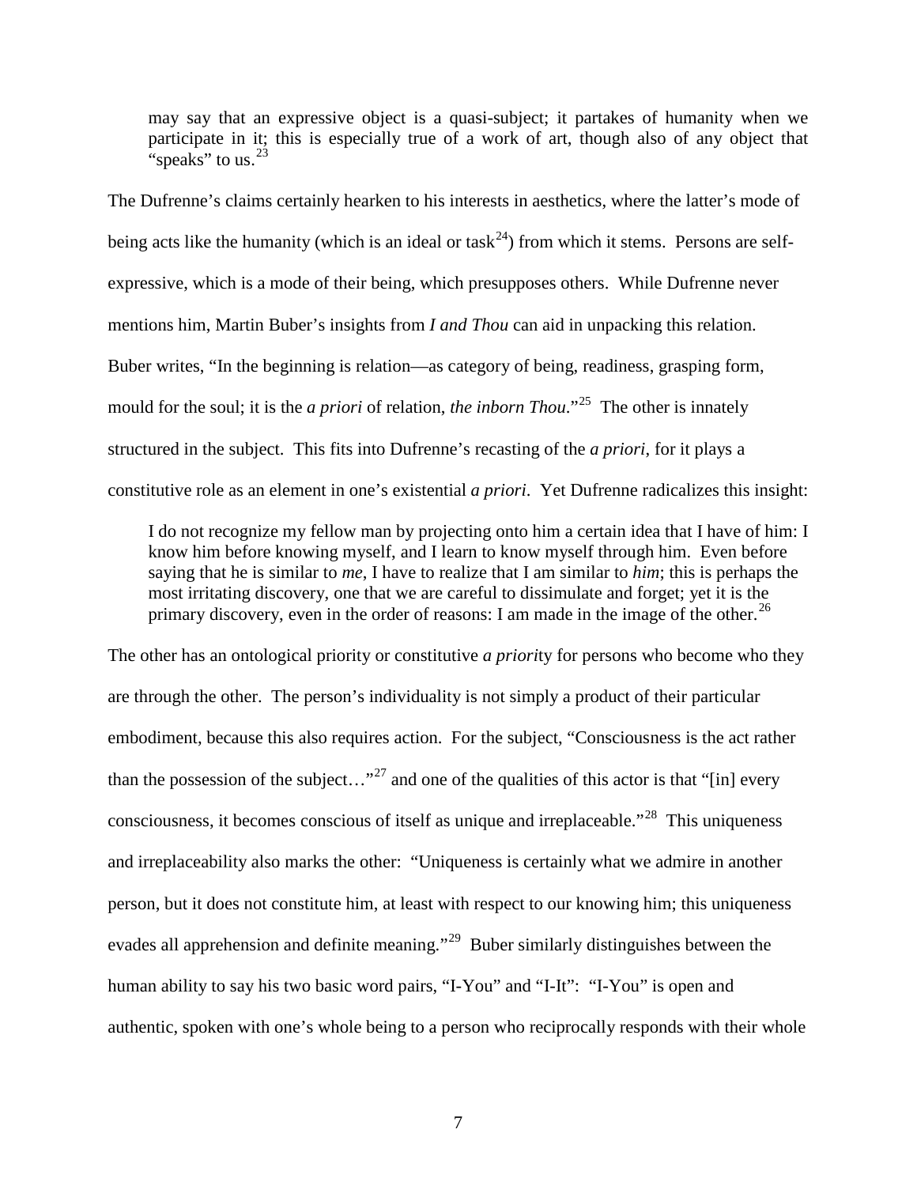> may say that an expressive object is a quasi-subject; it partakes of humanity when we participate in it; this is especially true of a work of art, though also of any object that "speaks" to us.[23]

The Dufrenne's claims certainly hearken to his interests in aesthetics, where the latter's mode of being acts like the humanity (which is an ideal or task[24]) from which it stems. Persons are self-expressive, which is a mode of their being, which presupposes others. While Dufrenne never mentions him, Martin Buber's insights from *I and Thou* can aid in unpacking this relation. Buber writes, "In the beginning is relation—as category of being, readiness, grasping form, mould for the soul; it is the *a priori* of relation, *the inborn Thou*."[25] The other is innately structured in the subject. This fits into Dufrenne's recasting of the *a priori*, for it plays a constitutive role as an element in one's existential *a priori*. Yet Dufrenne radicalizes this insight:

> I do not recognize my fellow man by projecting onto him a certain idea that I have of him: I know him before knowing myself, and I learn to know myself through him. Even before saying that he is similar to *me*, I have to realize that I am similar to *him*; this is perhaps the most irritating discovery, one that we are careful to dissimulate and forget; yet it is the primary discovery, even in the order of reasons: I am made in the image of the other.[26]

The other has an ontological priority or constitutive *a priori*ty for persons who become who they are through the other. The person's individuality is not simply a product of their particular embodiment, because this also requires action. For the subject, "Consciousness is the act rather than the possession of the subject…"[27] and one of the qualities of this actor is that "[in] every consciousness, it becomes conscious of itself as unique and irreplaceable."[28] This uniqueness and irreplaceability also marks the other: "Uniqueness is certainly what we admire in another person, but it does not constitute him, at least with respect to our knowing him; this uniqueness evades all apprehension and definite meaning."[29] Buber similarly distinguishes between the human ability to say his two basic word pairs, "I-You" and "I-It": "I-You" is open and authentic, spoken with one's whole being to a person who reciprocally responds with their whole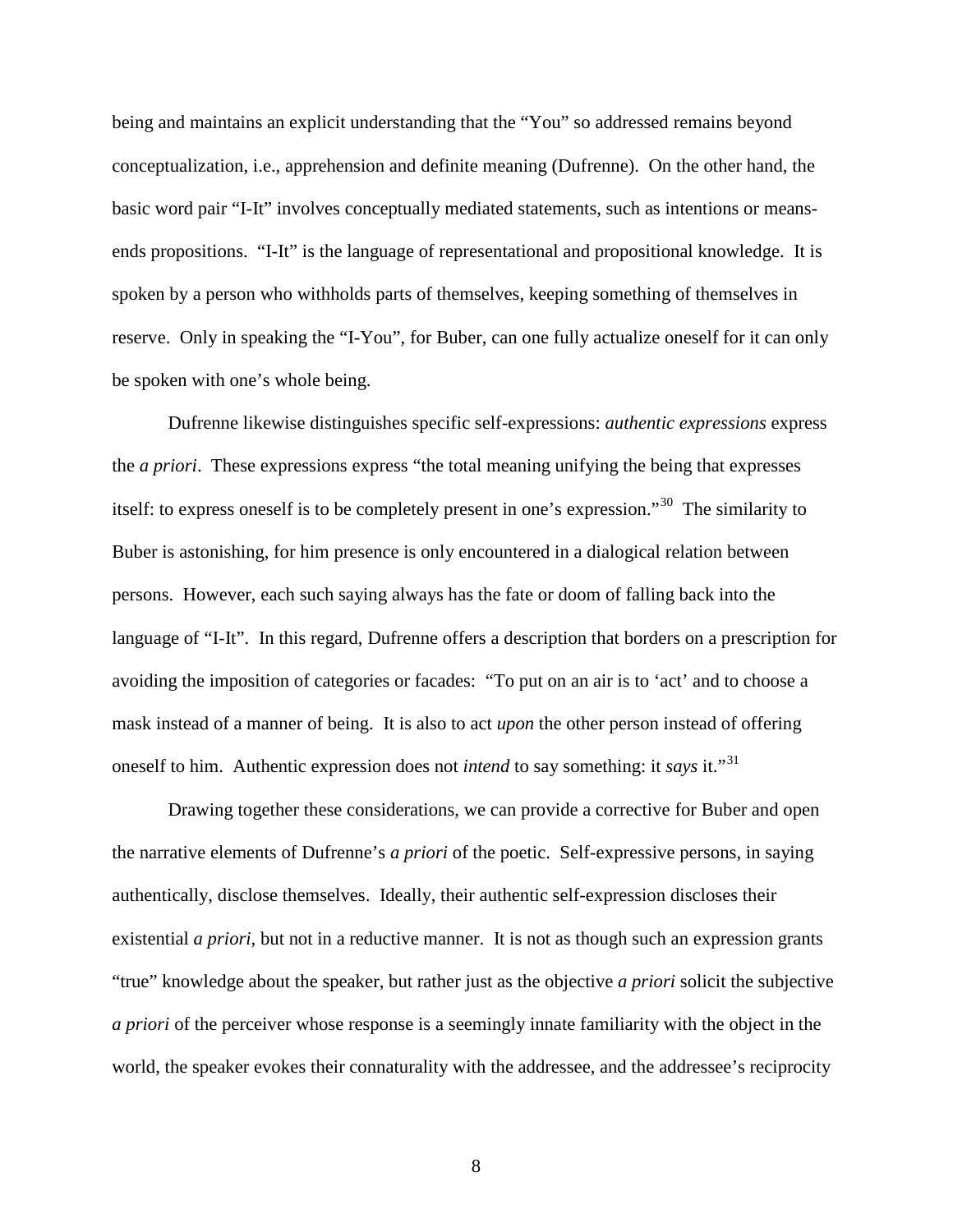being and maintains an explicit understanding that the "You" so addressed remains beyond conceptualization, i.e., apprehension and definite meaning (Dufrenne). On the other hand, the basic word pair "I-It" involves conceptually mediated statements, such as intentions or means-ends propositions. "I-It" is the language of representational and propositional knowledge. It is spoken by a person who withholds parts of themselves, keeping something of themselves in reserve. Only in speaking the "I-You", for Buber, can one fully actualize oneself for it can only be spoken with one's whole being.

Dufrenne likewise distinguishes specific self-expressions: *authentic expressions* express the *a priori*. These expressions express "the total meaning unifying the being that expresses itself: to express oneself is to be completely present in one's expression."[30] The similarity to Buber is astonishing, for him presence is only encountered in a dialogical relation between persons. However, each such saying always has the fate or doom of falling back into the language of "I-It". In this regard, Dufrenne offers a description that borders on a prescription for avoiding the imposition of categories or facades: "To put on an air is to 'act' and to choose a mask instead of a manner of being. It is also to act *upon* the other person instead of offering oneself to him. Authentic expression does not *intend* to say something: it *says* it."[31]

Drawing together these considerations, we can provide a corrective for Buber and open the narrative elements of Dufrenne's *a priori* of the poetic. Self-expressive persons, in saying authentically, disclose themselves. Ideally, their authentic self-expression discloses their existential *a priori*, but not in a reductive manner. It is not as though such an expression grants "true" knowledge about the speaker, but rather just as the objective *a priori* solicit the subjective *a priori* of the perceiver whose response is a seemingly innate familiarity with the object in the world, the speaker evokes their connaturality with the addressee, and the addressee's reciprocity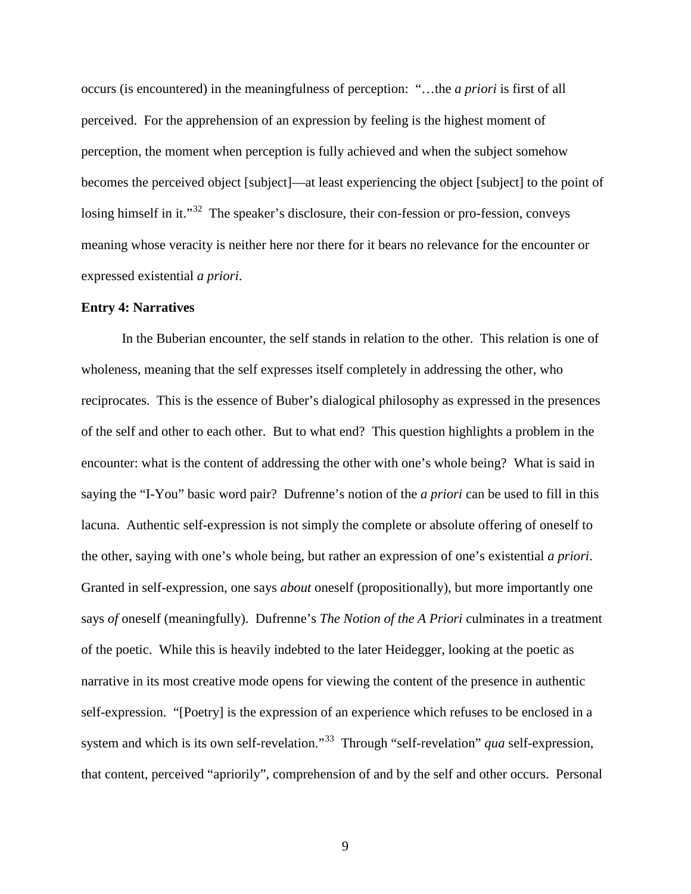occurs (is encountered) in the meaningfulness of perception: "…the *a priori* is first of all perceived. For the apprehension of an expression by feeling is the highest moment of perception, the moment when perception is fully achieved and when the subject somehow becomes the perceived object [subject]—at least experiencing the object [subject] to the point of losing himself in it."[32] The speaker's disclosure, their con-fession or pro-fession, conveys meaning whose veracity is neither here nor there for it bears no relevance for the encounter or expressed existential *a priori*.

**Entry 4: Narratives**

In the Buberian encounter, the self stands in relation to the other. This relation is one of wholeness, meaning that the self expresses itself completely in addressing the other, who reciprocates. This is the essence of Buber's dialogical philosophy as expressed in the presences of the self and other to each other. But to what end? This question highlights a problem in the encounter: what is the content of addressing the other with one's whole being? What is said in saying the "I-You" basic word pair? Dufrenne's notion of the *a priori* can be used to fill in this lacuna. Authentic self-expression is not simply the complete or absolute offering of oneself to the other, saying with one's whole being, but rather an expression of one's existential *a priori*. Granted in self-expression, one says *about* oneself (propositionally), but more importantly one says *of* oneself (meaningfully). Dufrenne's *The Notion of the A Priori* culminates in a treatment of the poetic. While this is heavily indebted to the later Heidegger, looking at the poetic as narrative in its most creative mode opens for viewing the content of the presence in authentic self-expression. "[Poetry] is the expression of an experience which refuses to be enclosed in a system and which is its own self-revelation."[33] Through "self-revelation" *qua* self-expression, that content, perceived "apriorily", comprehension of and by the self and other occurs. Personal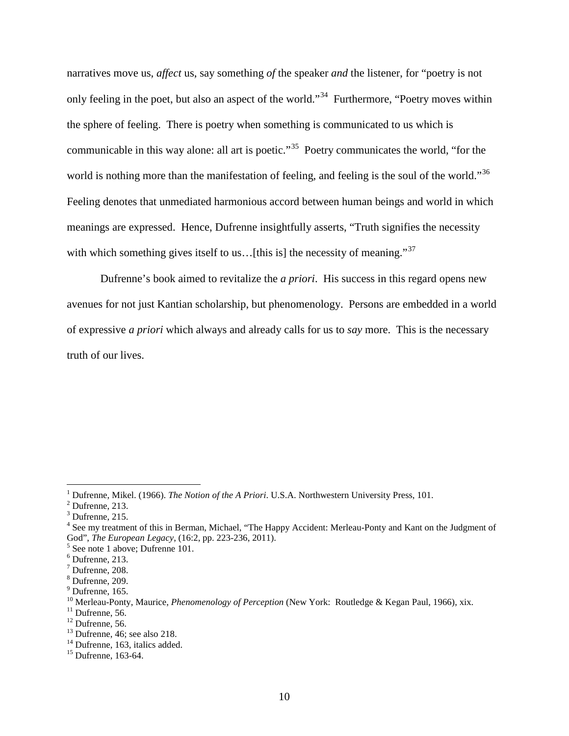narratives move us, *affect* us, say something *of* the speaker *and* the listener, for "poetry is not only feeling in the poet, but also an aspect of the world."[34] Furthermore, "Poetry moves within the sphere of feeling. There is poetry when something is communicated to us which is communicable in this way alone: all art is poetic."[35] Poetry communicates the world, "for the world is nothing more than the manifestation of feeling, and feeling is the soul of the world."[36] Feeling denotes that unmediated harmonious accord between human beings and world in which meanings are expressed. Hence, Dufrenne insightfully asserts, "Truth signifies the necessity with which something gives itself to us…[this is] the necessity of meaning."[37]

Dufrenne's book aimed to revitalize the *a priori*. His success in this regard opens new avenues for not just Kantian scholarship, but phenomenology. Persons are embedded in a world of expressive *a priori* which always and already calls for us to *say* more. This is the necessary truth of our lives.

---

[1] Dufrenne, Mikel. (1966). *The Notion of the A Priori*. U.S.A. Northwestern University Press, 101.
[2] Dufrenne, 213.
[3] Dufrenne, 215.
[4] See my treatment of this in Berman, Michael, "The Happy Accident: Merleau-Ponty and Kant on the Judgment of God", *The European Legacy*, (16:2, pp. 223-236, 2011).
[5] See note 1 above; Dufrenne 101.
[6] Dufrenne, 213.
[7] Dufrenne, 208.
[8] Dufrenne, 209.
[9] Dufrenne, 165.
[10] Merleau-Ponty, Maurice, *Phenomenology of Perception* (New York: Routledge & Kegan Paul, 1966), xix.
[11] Dufrenne, 56.
[12] Dufrenne, 56.
[13] Dufrenne, 46; see also 218.
[14] Dufrenne, 163, italics added.
[15] Dufrenne, 163-64.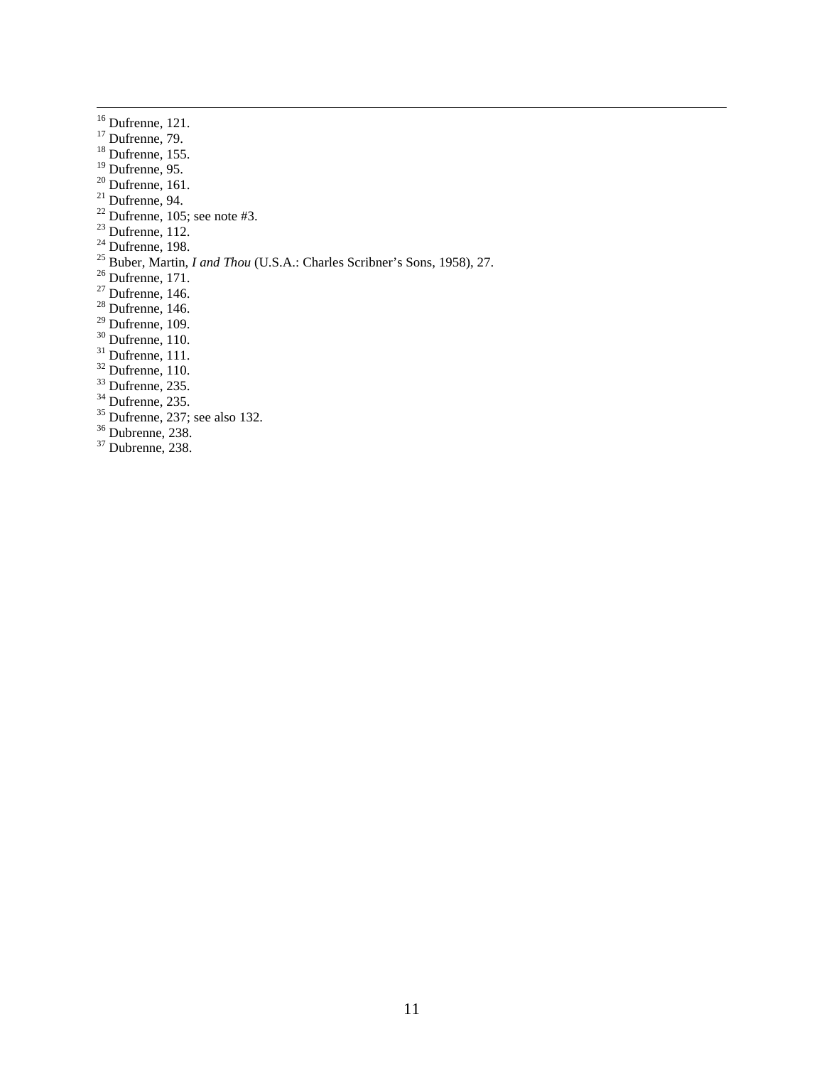[16] Dufrenne, 121.
[17] Dufrenne, 79.
[18] Dufrenne, 155.
[19] Dufrenne, 95.
[20] Dufrenne, 161.
[21] Dufrenne, 94.
[22] Dufrenne, 105; see note #3.
[23] Dufrenne, 112.
[24] Dufrenne, 198.
[25] Buber, Martin, *I and Thou* (U.S.A.: Charles Scribner's Sons, 1958), 27.
[26] Dufrenne, 171.
[27] Dufrenne, 146.
[28] Dufrenne, 146.
[29] Dufrenne, 109.
[30] Dufrenne, 110.
[31] Dufrenne, 111.
[32] Dufrenne, 110.
[33] Dufrenne, 235.
[34] Dufrenne, 235.
[35] Dufrenne, 237; see also 132.
[36] Dubrenne, 238.
[37] Dubrenne, 238.